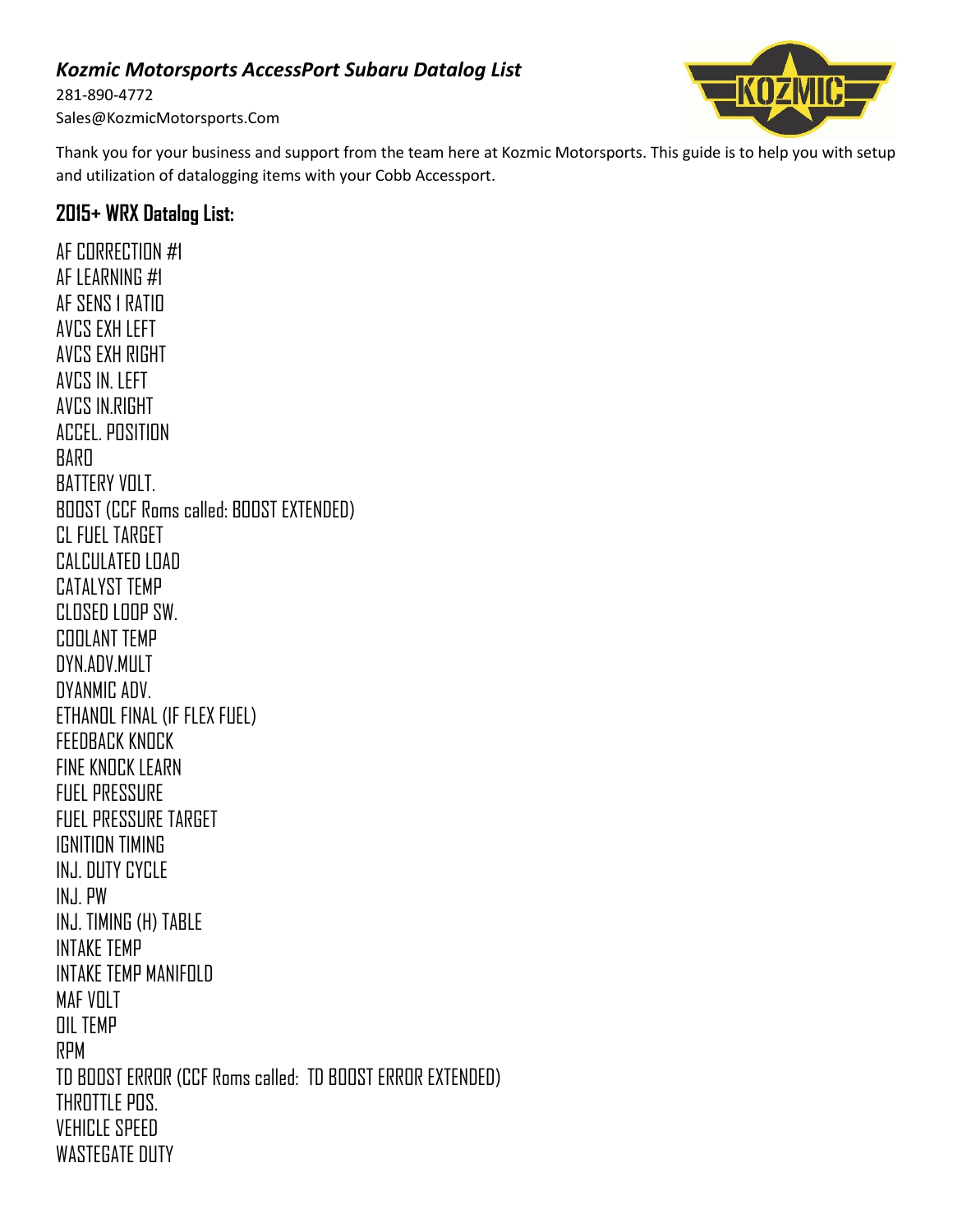*Kozmic Motorsports AccessPort Subaru Datalog List*

281-890-4772
Sales@KozmicMotorsports.Com

Thank you for your business and support from the team here at Kozmic Motorsports. This guide is to help you with setup and utilization of datalogging items with your Cobb Accessport.

## 2015+ WRX Datalog List:

AF CORRECTION #1
AF LEARNING #1
AF SENS 1 RATIO
AVCS EXH LEFT
AVCS EXH RIGHT
AVCS IN. LEFT
AVCS IN.RIGHT
ACCEL. POSITION
BARO
BATTERY VOLT.
BOOST (CCF Roms called: BOOST EXTENDED)
CL FUEL TARGET
CALCULATED LOAD
CATALYST TEMP
CLOSED LOOP SW.
COOLANT TEMP
DYN.ADV.MULT
DYANMIC ADV.
ETHANOL FINAL (IF FLEX FUEL)
FEEDBACK KNOCK
FINE KNOCK LEARN
FUEL PRESSURE
FUEL PRESSURE TARGET
IGNITION TIMING
INJ. DUTY CYCLE
INJ. PW
INJ. TIMING (H) TABLE
INTAKE TEMP
INTAKE TEMP MANIFOLD
MAF VOLT
OIL TEMP
RPM
TD BOOST ERROR (CCF Roms called: TD BOOST ERROR EXTENDED)
THROTTLE POS.
VEHICLE SPEED
WASTEGATE DUTY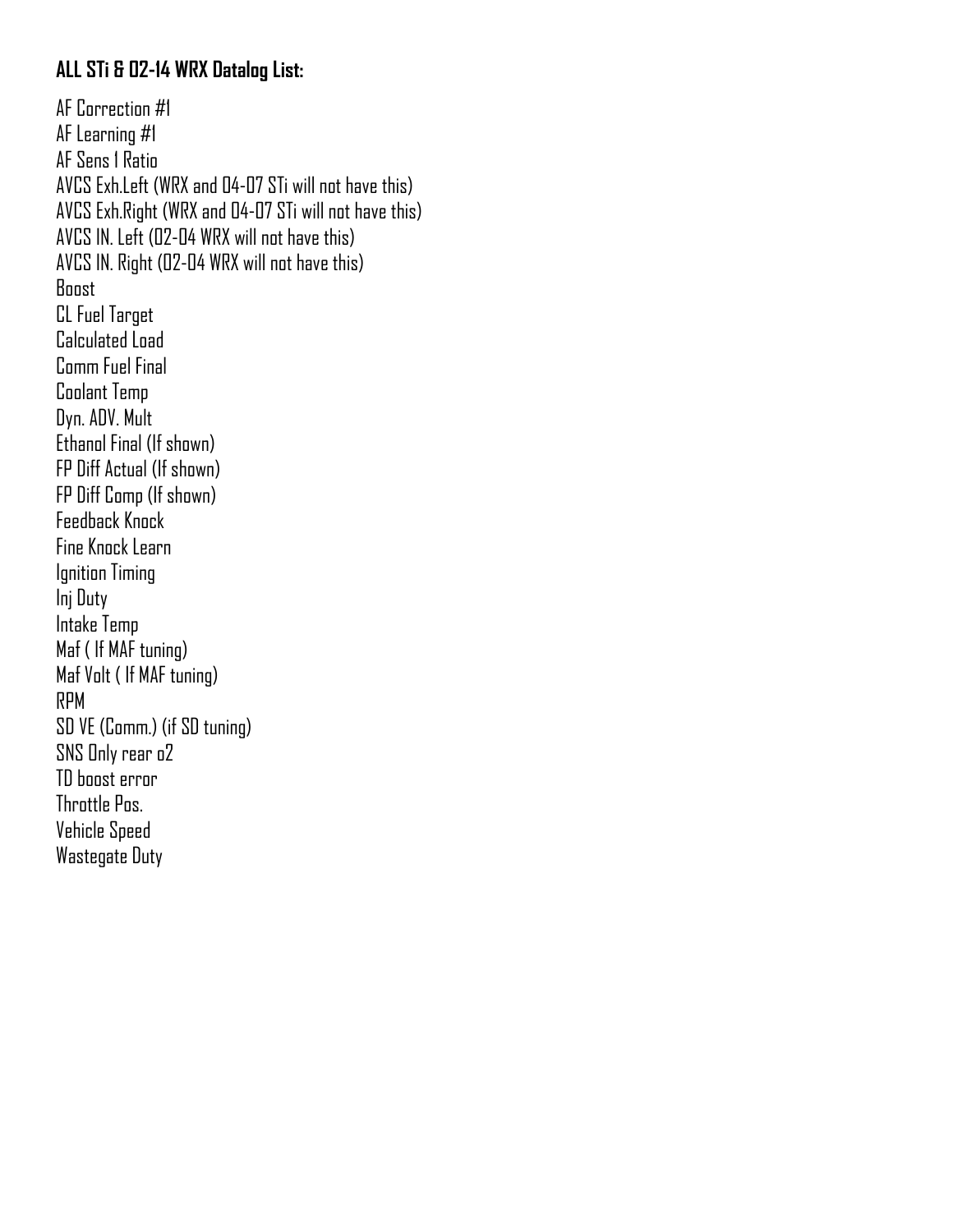**ALL STi & 02-14 WRX Datalog List:**

AF Correction #1
AF Learning #1
AF Sens 1 Ratio
AVCS Exh.Left (WRX and 04-07 STi will not have this)
AVCS Exh.Right (WRX and 04-07 STi will not have this)
AVCS IN. Left (02-04 WRX will not have this)
AVCS IN. Right (02-04 WRX will not have this)
Boost
CL Fuel Target
Calculated Load
Comm Fuel Final
Coolant Temp
Dyn. ADV. Mult
Ethanol Final (If shown)
FP Diff Actual (If shown)
FP Diff Comp (If shown)
Feedback Knock
Fine Knock Learn
Ignition Timing
Inj Duty
Intake Temp
Maf ( If MAF tuning)
Maf Volt ( If MAF tuning)
RPM
SD VE (Comm.) (if SD tuning)
SNS Only rear o2
TD boost error
Throttle Pos.
Vehicle Speed
Wastegate Duty